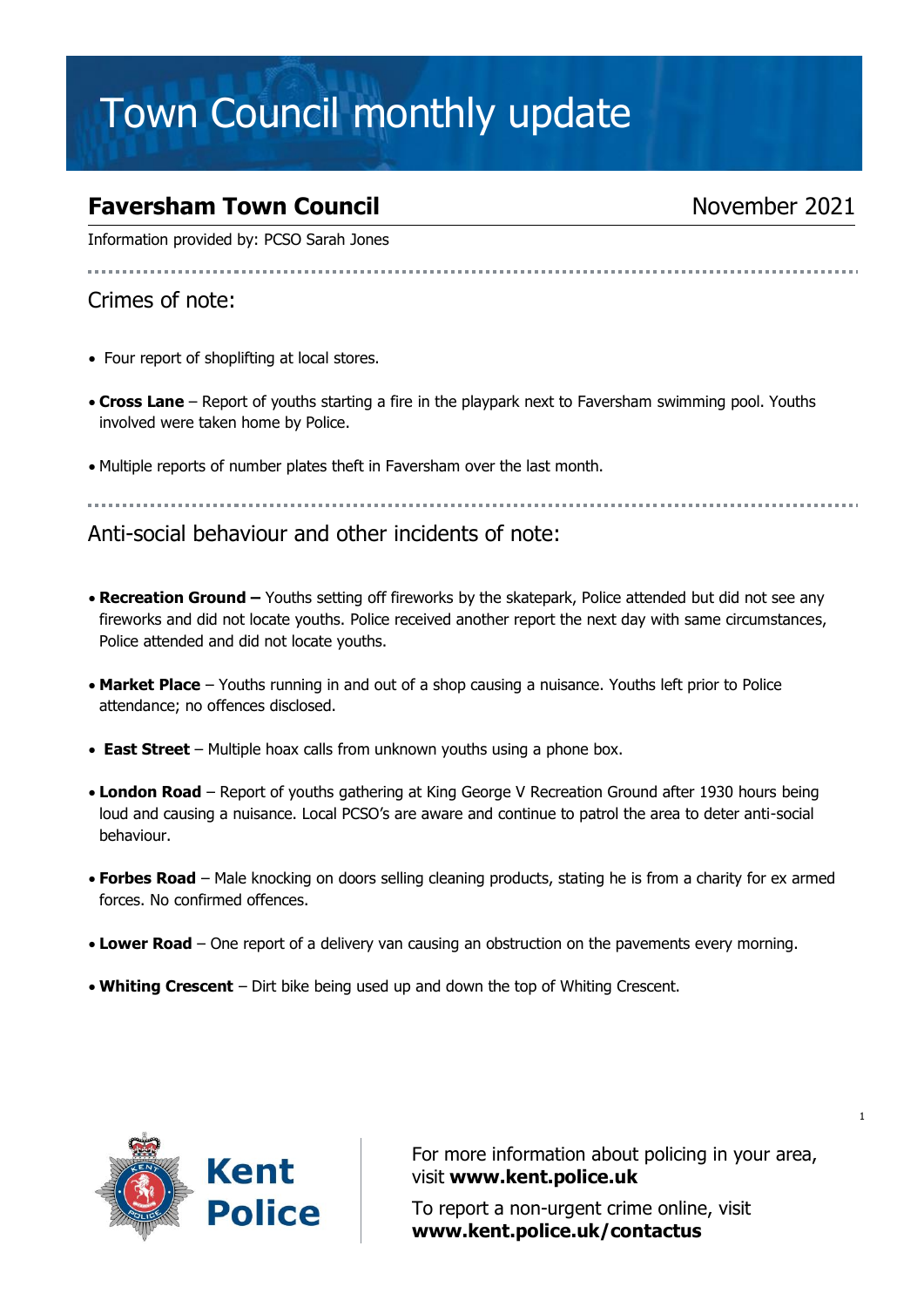# Town Council monthly update

## Faversham Town Council

November 2021

Information provided by: PCSO Sarah Jones

### Crimes of note:

- Four report of shoplifting at local stores.
- **Cross Lane** – Report of youths starting a fire in the playpark next to Faversham swimming pool. Youths involved were taken home by Police.
- Multiple reports of number plates theft in Faversham over the last month.

### Anti-social behaviour and other incidents of note:

- **Recreation Ground –** Youths setting off fireworks by the skatepark, Police attended but did not see any fireworks and did not locate youths. Police received another report the next day with same circumstances, Police attended and did not locate youths.
- **Market Place** – Youths running in and out of a shop causing a nuisance. Youths left prior to Police attendance; no offences disclosed.
- **East Street** – Multiple hoax calls from unknown youths using a phone box.
- **London Road** – Report of youths gathering at King George V Recreation Ground after 1930 hours being loud and causing a nuisance. Local PCSO's are aware and continue to patrol the area to deter anti-social behaviour.
- **Forbes Road** – Male knocking on doors selling cleaning products, stating he is from a charity for ex armed forces. No confirmed offences.
- **Lower Road** – One report of a delivery van causing an obstruction on the pavements every morning.
- **Whiting Crescent** – Dirt bike being used up and down the top of Whiting Crescent.

Kent Police

For more information about policing in your area, visit **www.kent.police.uk**

To report a non-urgent crime online, visit **www.kent.police.uk/contactus**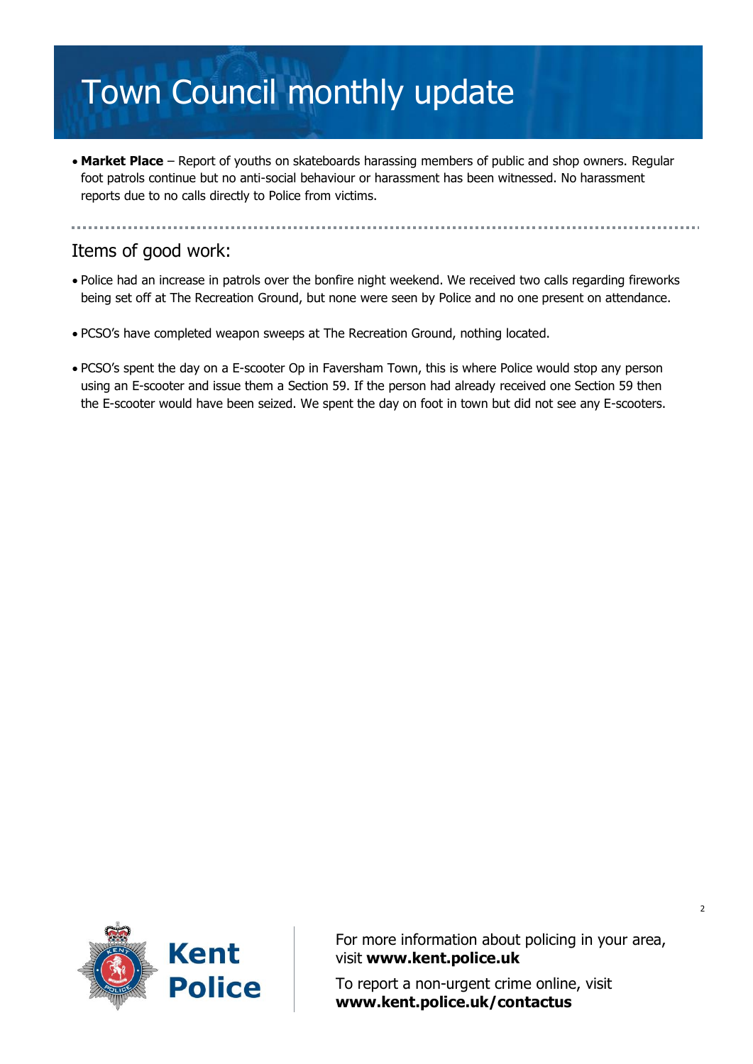# Town Council monthly update

- **Market Place** – Report of youths on skateboards harassing members of public and shop owners. Regular foot patrols continue but no anti-social behaviour or harassment has been witnessed. No harassment reports due to no calls directly to Police from victims.

## Items of good work:

- Police had an increase in patrols over the bonfire night weekend. We received two calls regarding fireworks being set off at The Recreation Ground, but none were seen by Police and no one present on attendance.

- PCSO's have completed weapon sweeps at The Recreation Ground, nothing located.

- PCSO's spent the day on a E-scooter Op in Faversham Town, this is where Police would stop any person using an E-scooter and issue them a Section 59. If the person had already received one Section 59 then the E-scooter would have been seized. We spent the day on foot in town but did not see any E-scooters.

Kent Police

For more information about policing in your area, visit **www.kent.police.uk**

To report a non-urgent crime online, visit **www.kent.police.uk/contactus**